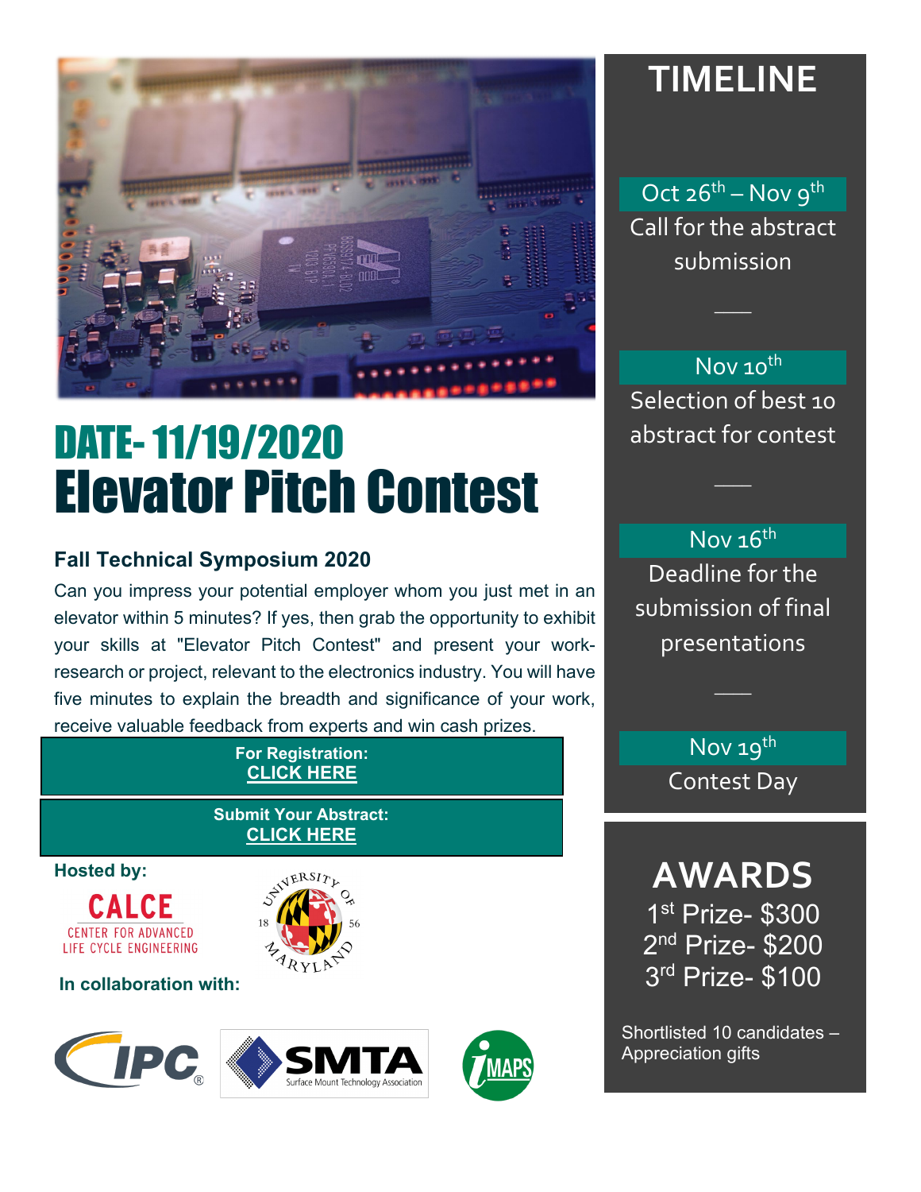# DATE- 11/19/2020

# Elevator Pitch Contest

### Fall Technical Symposium 2020

Can you impress your potential employer whom you just met in an elevator within 5 minutes? If yes, then grab the opportunity to exhibit your skills at "Elevator Pitch Contest" and present your work-research or project, relevant to the electronics industry. You will have five minutes to explain the breadth and significance of your work, receive valuable feedback from experts and win cash prizes.

**For Registration:**
**CLICK HERE**

**Submit Your Abstract:**
**CLICK HERE**

**Hosted by:**

CALCE
CENTER FOR ADVANCED LIFE CYCLE ENGINEERING

UNIVERSITY OF MARYLAND 1856

**In collaboration with:**

IPC

SMTA Surface Mount Technology Association

IMAPS

## TIMELINE

**Oct 26th – Nov 9th**
Call for the abstract submission

**Nov 10th**
Selection of best 10 abstract for contest

**Nov 16th**
Deadline for the submission of final presentations

**Nov 19th**
Contest Day

## AWARDS

1st Prize- $300
2nd Prize- $200
3rd Prize- $100

Shortlisted 10 candidates – Appreciation gifts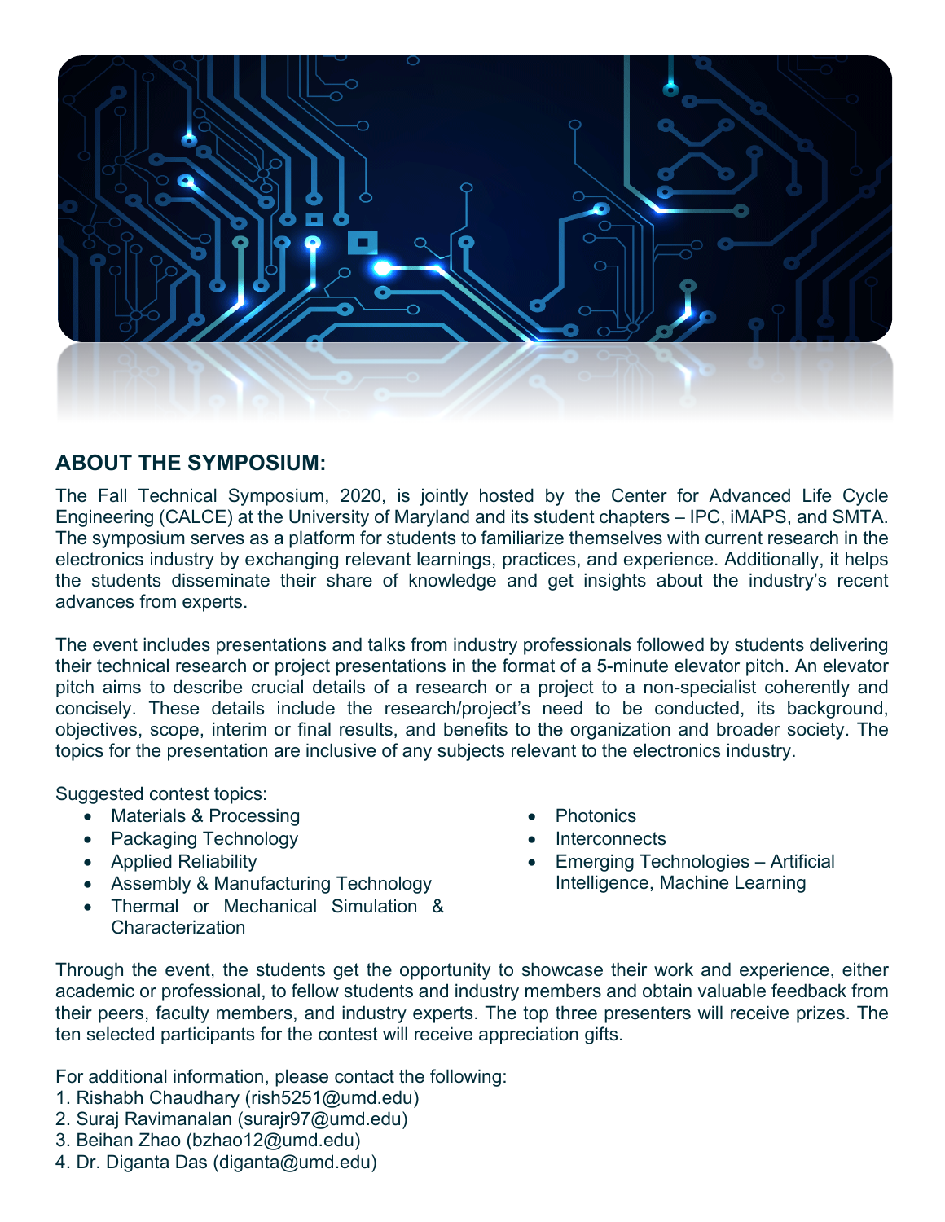## ABOUT THE SYMPOSIUM:

The Fall Technical Symposium, 2020, is jointly hosted by the Center for Advanced Life Cycle Engineering (CALCE) at the University of Maryland and its student chapters – IPC, iMAPS, and SMTA. The symposium serves as a platform for students to familiarize themselves with current research in the electronics industry by exchanging relevant learnings, practices, and experience. Additionally, it helps the students disseminate their share of knowledge and get insights about the industry's recent advances from experts.

The event includes presentations and talks from industry professionals followed by students delivering their technical research or project presentations in the format of a 5-minute elevator pitch. An elevator pitch aims to describe crucial details of a research or a project to a non-specialist coherently and concisely. These details include the research/project's need to be conducted, its background, objectives, scope, interim or final results, and benefits to the organization and broader society. The topics for the presentation are inclusive of any subjects relevant to the electronics industry.

Suggested contest topics:

- Materials & Processing
- Packaging Technology
- Applied Reliability
- Assembly & Manufacturing Technology
- Thermal or Mechanical Simulation & Characterization
- Photonics
- Interconnects
- Emerging Technologies – Artificial Intelligence, Machine Learning

Through the event, the students get the opportunity to showcase their work and experience, either academic or professional, to fellow students and industry members and obtain valuable feedback from their peers, faculty members, and industry experts. The top three presenters will receive prizes. The ten selected participants for the contest will receive appreciation gifts.

For additional information, please contact the following:

1. Rishabh Chaudhary (rish5251@umd.edu)
2. Suraj Ravimanalan (surajr97@umd.edu)
3. Beihan Zhao (bzhao12@umd.edu)
4. Dr. Diganta Das (diganta@umd.edu)